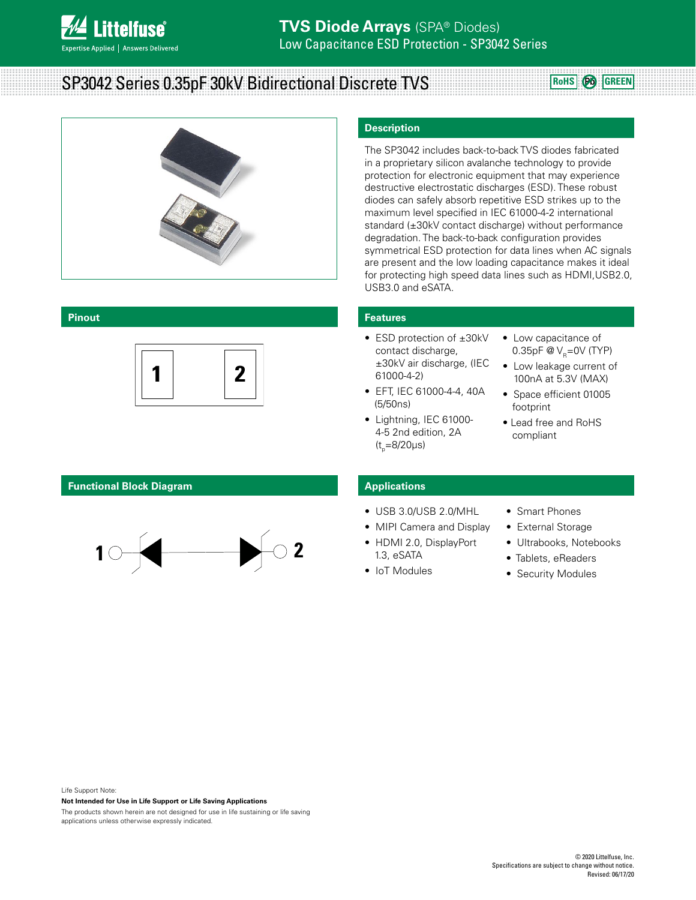# TVS Diode Arrays (SPA® Diodes)

Low Capacitance ESD Protection - SP3042 Series

## SP3042 Series 0.35pF 30kV Bidirectional Discrete TVS

RoHS Pb GREEN

## Description

The SP3042 includes back-to-back TVS diodes fabricated in a proprietary silicon avalanche technology to provide protection for electronic equipment that may experience destructive electrostatic discharges (ESD). These robust diodes can safely absorb repetitive ESD strikes up to the maximum level specified in IEC 61000-4-2 international standard (±30kV contact discharge) without performance degradation. The back-to-back configuration provides symmetrical ESD protection when AC signals are present and the low loading capacitance makes it ideal for protecting high speed data lines such as HDMI,USB2.0, USB3.0 and eSATA.

## Pinout

1 2

## Features

- ESD protection of ±30kV contact discharge, ±30kV air discharge, (IEC 61000-4-2)
- EFT, IEC 61000-4-4, 40A (5/50ns)
- Lightning, IEC 61000-4-5 2nd edition, 2A ($t_p$=8/20μs)
- Low capacitance of 0.35pF @ $V_R$=0V (TYP)
- Low leakage current of 100nA at 5.3V (MAX)
- Space efficient 01005 footprint
- Lead free and RoHS compliant

## Functional Block Diagram

1 ○ ─── 2

## Applications

- USB 3.0/USB 2.0/MHL
- MIPI Camera and Display
- HDMI 2.0, DisplayPort 1.3, eSATA
- IoT Modules
- Smart Phones
- External Storage
- Ultrabooks, Notebooks
- Tablets, eReaders
- Security Modules

Life Support Note:

**Not Intended for Use in Life Support or Life Saving Applications**

The products shown herein are not designed for use in life sustaining or life saving applications unless otherwise expressly indicated.

© 2020 Littelfuse, Inc.
Specifications are subject to change without notice.
Revised: 06/17/20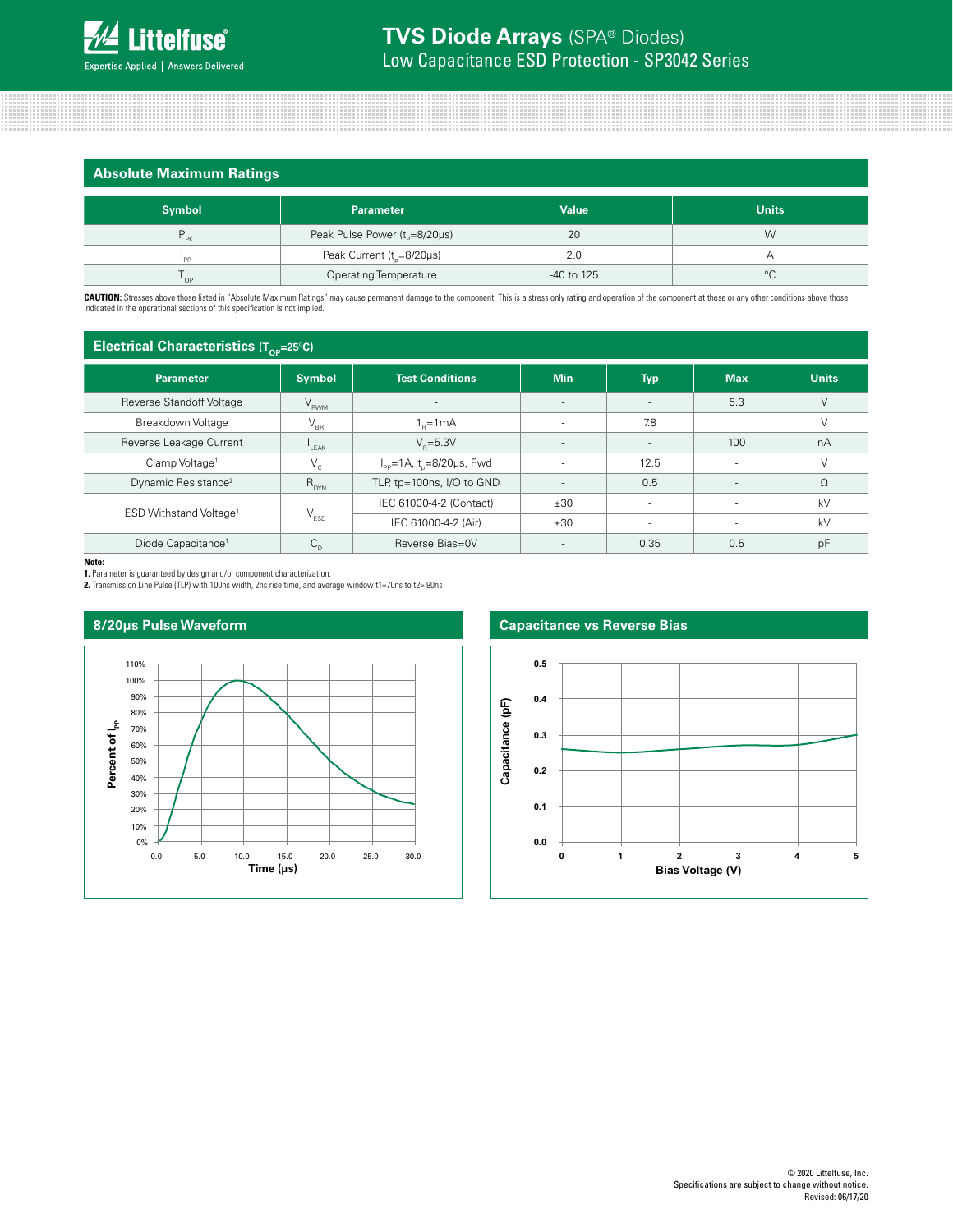## Absolute Maximum Ratings

| Symbol | Parameter | Value | Units |
|---|---|---|---|
| $P_{PK}$ | Peak Pulse Power ($t_p$=8/20μs) | 20 | W |
| $I_{PP}$ | Peak Current ($t_p$=8/20μs) | 2.0 | A |
| $T_{OP}$ | Operating Temperature | -40 to 125 | °C |

**CAUTION:** Stresses above those listed in "Absolute Maximum Ratings" may cause permanent damage to the component. This is a stress only rating and operation of the component at these or any other conditions above those indicated in the operational sections of this specification is not implied.

## Electrical Characteristics ($T_{OP}$=25°C)

| Parameter | Symbol | Test Conditions | Min | Typ | Max | Units |
|---|---|---|---|---|---|---|
| Reverse Standoff Voltage | $V_{RWM}$ | - | - | - | 5.3 | V |
| Breakdown Voltage | $V_{BR}$ | $1_R$=1mA | - | 7.8 | | V |
| Reverse Leakage Current | $I_{LEAK}$ | $V_R$=5.3V | - | - | 100 | nA |
| Clamp Voltage[1] | $V_C$ | $I_{PP}$=1A, $t_p$=8/20μs, Fwd | - | 12.5 | - | V |
| Dynamic Resistance[2] | $R_{DYN}$ | TLP, tp=100ns, I/O to GND | - | 0.5 | - | Ω |
| ESD Withstand Voltage[1] | $V_{ESD}$ | IEC 61000-4-2 (Contact) | ±30 | - | - | kV |
| | | IEC 61000-4-2 (Air) | ±30 | - | - | kV |
| Diode Capacitance[1] | $C_D$ | Reverse Bias=0V | - | 0.35 | 0.5 | pF |

**Note:**
**1.** Parameter is guaranteed by design and/or component characterization.
**2.** Transmission Line Pulse (TLP) with 100ns width, 2ns rise time, and average window t1=70ns to t2= 90ns

## 8/20μs Pulse Waveform

## Capacitance vs Reverse Bias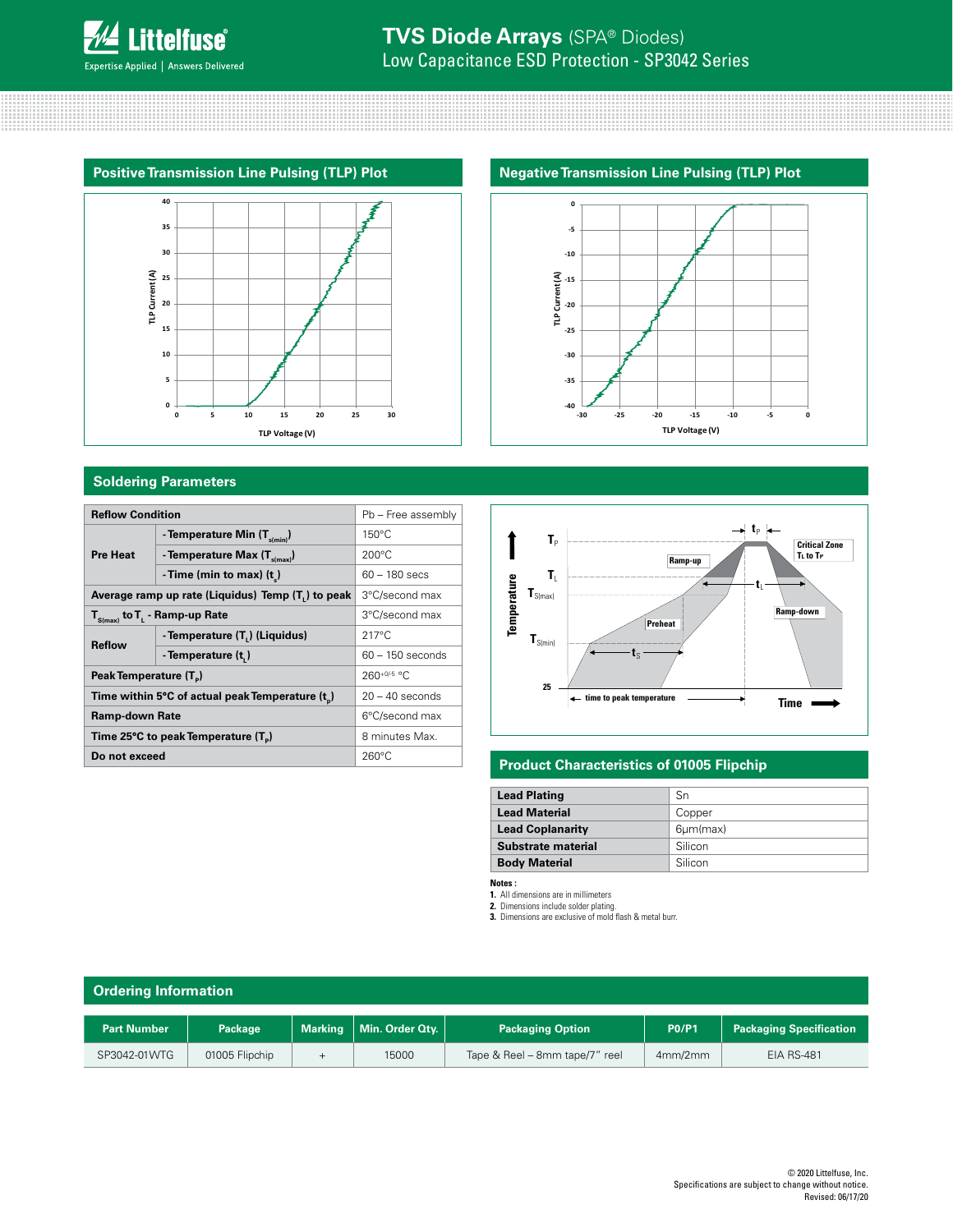## Positive Transmission Line Pulsing (TLP) Plot

## Negative Transmission Line Pulsing (TLP) Plot

## Soldering Parameters

| Reflow Condition | | Pb – Free assembly |
|---|---|---|
| Pre Heat | - Temperature Min ($T_{s(min)}$) | 150°C |
| | - Temperature Max ($T_{s(max)}$) | 200°C |
| | - Time (min to max) ($t_s$) | 60 – 180 secs |
| Average ramp up rate (Liquidus) Temp ($T_L$) to peak | | 3°C/second max |
| $T_{S(max)}$ to $T_L$ - Ramp-up Rate | | 3°C/second max |
| Reflow | - Temperature ($T_L$) (Liquidus) | 217°C |
| | - Temperature ($t_L$) | 60 – 150 seconds |
| Peak Temperature ($T_P$) | | $260^{+0/-5}$ °C |
| Time within 5°C of actual peak Temperature ($t_p$) | | 20 – 40 seconds |
| Ramp-down Rate | | 6°C/second max |
| Time 25°C to peak Temperature ($T_P$) | | 8 minutes Max. |
| Do not exceed | | 260°C |

## Product Characteristics of 01005 Flipchip

| | |
|---|---|
| Lead Plating | Sn |
| Lead Material | Copper |
| Lead Coplanarity | 6μm(max) |
| Substrate material | Silicon |
| Body Material | Silicon |

**Notes :**

1. All dimensions are in millimeters
2. Dimensions include solder plating.
3. Dimensions are exclusive of mold flash & metal burr.

## Ordering Information

| Part Number | Package | Marking | Min. Order Qty. | Packaging Option | P0/P1 | Packaging Specification |
|---|---|---|---|---|---|---|
| SP3042-01WTG | 01005 Flipchip | + | 15000 | Tape & Reel – 8mm tape/7" reel | 4mm/2mm | EIA RS-481 |

© 2020 Littelfuse, Inc.
Specifications are subject to change without notice.
Revised: 06/17/20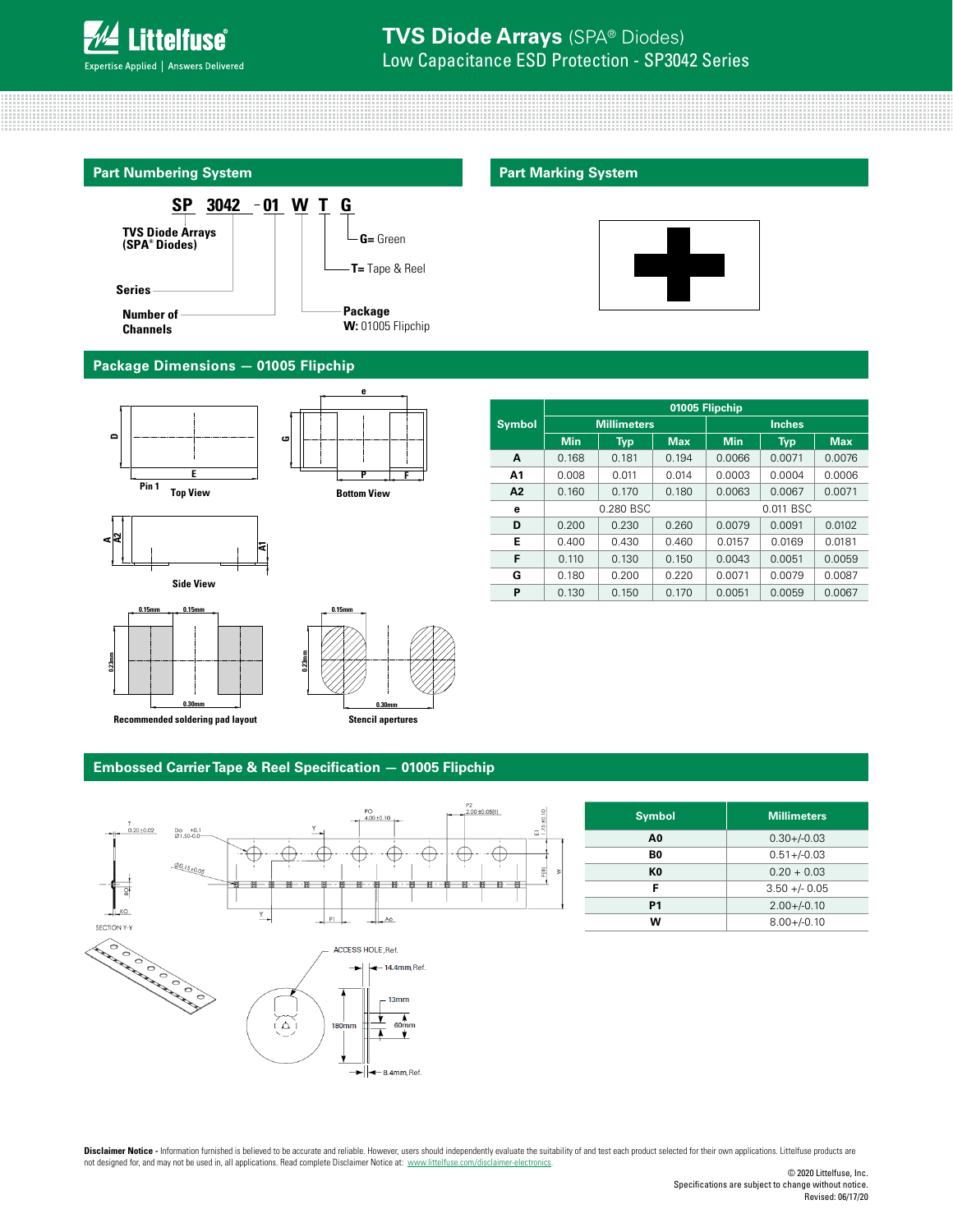## Part Numbering System

**SP 3042 - 01 W T G**

- **TVS Diode Arrays (SPA® Diodes)**
- **Series**
- **Number of Channels**
- **Package** — **W:** 01005 Flipchip
- **T=** Tape & Reel
- **G=** Green

## Part Marking System

## Package Dimensions — 01005 Flipchip

Top View

Pin 1

Bottom View

Side View

Recommended soldering pad layout

Stencil apertures

| Symbol | 01005 Flipchip | | | | | |
|---|---|---|---|---|---|---|
| | Millimeters | | | Inches | | |
| | Min | Typ | Max | Min | Typ | Max |
| A | 0.168 | 0.181 | 0.194 | 0.0066 | 0.0071 | 0.0076 |
| A1 | 0.008 | 0.011 | 0.014 | 0.0003 | 0.0004 | 0.0006 |
| A2 | 0.160 | 0.170 | 0.180 | 0.0063 | 0.0067 | 0.0071 |
| e | | 0.280 BSC | | | 0.011 BSC | |
| D | 0.200 | 0.230 | 0.260 | 0.0079 | 0.0091 | 0.0102 |
| E | 0.400 | 0.430 | 0.460 | 0.0157 | 0.0169 | 0.0181 |
| F | 0.110 | 0.130 | 0.150 | 0.0043 | 0.0051 | 0.0059 |
| G | 0.180 | 0.200 | 0.220 | 0.0071 | 0.0079 | 0.0087 |
| P | 0.130 | 0.150 | 0.170 | 0.0051 | 0.0059 | 0.0067 |

## Embossed Carrier Tape & Reel Specification — 01005 Flipchip

| Symbol | Millimeters |
|---|---|
| A0 | 0.30+/-0.03 |
| B0 | 0.51+/-0.03 |
| K0 | 0.20 + 0.03 |
| F | 3.50 +/- 0.05 |
| P1 | 2.00+/-0.10 |
| W | 8.00+/-0.10 |

**Disclaimer Notice -** Information furnished is believed to be accurate and reliable. However, users should independently evaluate the suitability of and test each product selected for their own applications. Littelfuse products are not designed for, and may not be used in, all applications. Read complete Disclaimer Notice at: www.littelfuse.com/disclaimer-electronics.

© 2020 Littelfuse, Inc.
Specifications are subject to change without notice.
Revised: 06/17/20